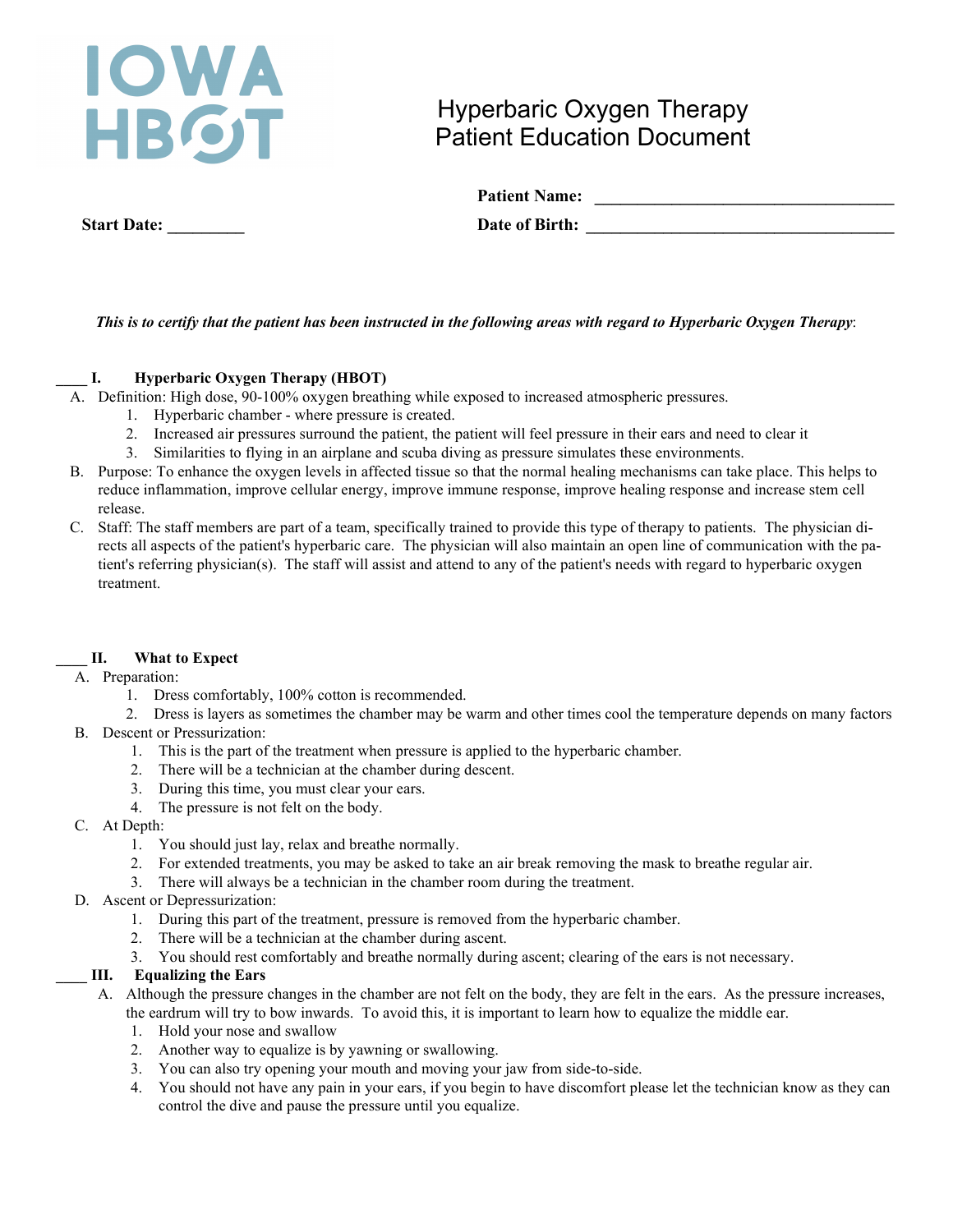IOWA HBOT

# Hyperbaric Oxygen Therapy
# Patient Education Document

**Patient Name:** ___________________________________

**Start Date:** _________ **Date of Birth:** ___________________________________

***This is to certify that the patient has been instructed in the following areas with regard to Hyperbaric Oxygen Therapy*:**

**____ I. Hyperbaric Oxygen Therapy (HBOT)**

A. Definition: High dose, 90-100% oxygen breathing while exposed to increased atmospheric pressures.
   1. Hyperbaric chamber - where pressure is created.
   2. Increased air pressures surround the patient, the patient will feel pressure in their ears and need to clear it
   3. Similarities to flying in an airplane and scuba diving as pressure simulates these environments.

B. Purpose: To enhance the oxygen levels in affected tissue so that the normal healing mechanisms can take place. This helps to reduce inflammation, improve cellular energy, improve immune response, improve healing response and increase stem cell release.

C. Staff: The staff members are part of a team, specifically trained to provide this type of therapy to patients. The physician directs all aspects of the patient's hyperbaric care. The physician will also maintain an open line of communication with the patient's referring physician(s). The staff will assist and attend to any of the patient's needs with regard to hyperbaric oxygen treatment.

**____ II. What to Expect**

A. Preparation:
   1. Dress comfortably, 100% cotton is recommended.
   2. Dress is layers as sometimes the chamber may be warm and other times cool the temperature depends on many factors

B. Descent or Pressurization:
   1. This is the part of the treatment when pressure is applied to the hyperbaric chamber.
   2. There will be a technician at the chamber during descent.
   3. During this time, you must clear your ears.
   4. The pressure is not felt on the body.

C. At Depth:
   1. You should just lay, relax and breathe normally.
   2. For extended treatments, you may be asked to take an air break removing the mask to breathe regular air.
   3. There will always be a technician in the chamber room during the treatment.

D. Ascent or Depressurization:
   1. During this part of the treatment, pressure is removed from the hyperbaric chamber.
   2. There will be a technician at the chamber during ascent.
   3. You should rest comfortably and breathe normally during ascent; clearing of the ears is not necessary.

**____ III. Equalizing the Ears**

A. Although the pressure changes in the chamber are not felt on the body, they are felt in the ears. As the pressure increases, the eardrum will try to bow inwards. To avoid this, it is important to learn how to equalize the middle ear.
   1. Hold your nose and swallow
   2. Another way to equalize is by yawning or swallowing.
   3. You can also try opening your mouth and moving your jaw from side-to-side.
   4. You should not have any pain in your ears, if you begin to have discomfort please let the technician know as they can control the dive and pause the pressure until you equalize.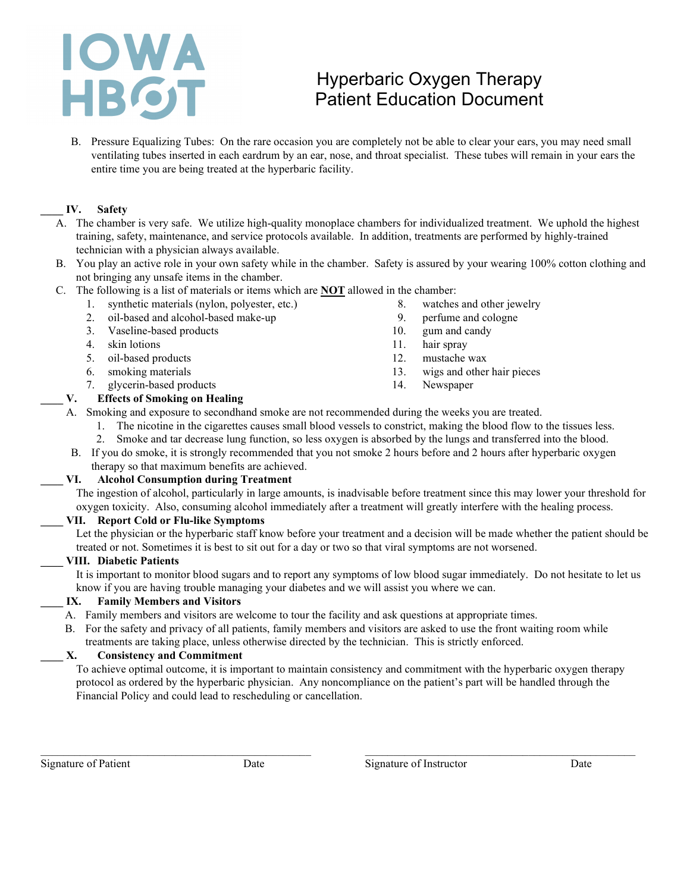B. Pressure Equalizing Tubes: On the rare occasion you are completely not be able to clear your ears, you may need small ventilating tubes inserted in each eardrum by an ear, nose, and throat specialist. These tubes will remain in your ears the entire time you are being treated at the hyperbaric facility.

____ **IV. Safety**

A. The chamber is very safe. We utilize high-quality monoplace chambers for individualized treatment. We uphold the highest training, safety, maintenance, and service protocols available. In addition, treatments are performed by highly-trained technician with a physician always available.

B. You play an active role in your own safety while in the chamber. Safety is assured by your wearing 100% cotton clothing and not bringing any unsafe items in the chamber.

C. The following is a list of materials or items which are **NOT** allowed in the chamber:

1. synthetic materials (nylon, polyester, etc.)
2. oil-based and alcohol-based make-up
3. Vaseline-based products
4. skin lotions
5. oil-based products
6. smoking materials
7. glycerin-based products
8. watches and other jewelry
9. perfume and cologne
10. gum and candy
11. hair spray
12. mustache wax
13. wigs and other hair pieces
14. Newspaper

____ **V. Effects of Smoking on Healing**

A. Smoking and exposure to secondhand smoke are not recommended during the weeks you are treated.

1. The nicotine in the cigarettes causes small blood vessels to constrict, making the blood flow to the tissues less.
2. Smoke and tar decrease lung function, so less oxygen is absorbed by the lungs and transferred into the blood.

B. If you do smoke, it is strongly recommended that you not smoke 2 hours before and 2 hours after hyperbaric oxygen therapy so that maximum benefits are achieved.

____ **VI. Alcohol Consumption during Treatment**

The ingestion of alcohol, particularly in large amounts, is inadvisable before treatment since this may lower your threshold for oxygen toxicity. Also, consuming alcohol immediately after a treatment will greatly interfere with the healing process.

____ **VII. Report Cold or Flu-like Symptoms**

Let the physician or the hyperbaric staff know before your treatment and a decision will be made whether the patient should be treated or not. Sometimes it is best to sit out for a day or two so that viral symptoms are not worsened.

____ **VIII. Diabetic Patients**

It is important to monitor blood sugars and to report any symptoms of low blood sugar immediately. Do not hesitate to let us know if you are having trouble managing your diabetes and we will assist you where we can.

____ **IX. Family Members and Visitors**

A. Family members and visitors are welcome to tour the facility and ask questions at appropriate times.

B. For the safety and privacy of all patients, family members and visitors are asked to use the front waiting room while treatments are taking place, unless otherwise directed by the technician. This is strictly enforced.

____ **X. Consistency and Commitment**

To achieve optimal outcome, it is important to maintain consistency and commitment with the hyperbaric oxygen therapy protocol as ordered by the hyperbaric physician. Any noncompliance on the patient's part will be handled through the Financial Policy and could lead to rescheduling or cancellation.

______________________________________________ ______________________________________________

Signature of Patient Date Signature of Instructor Date